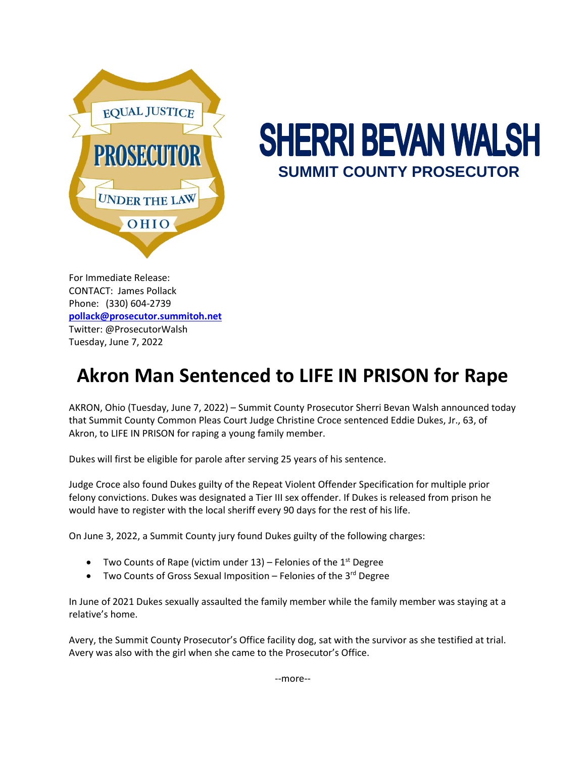EQUAL JUSTICE
PROSECUTOR
UNDER THE LAW
OHIO

**SHERRI BEVAN WALSH**
**SUMMIT COUNTY PROSECUTOR**

For Immediate Release:
CONTACT: James Pollack
Phone: (330) 604-2739
**pollack@prosecutor.summitoh.net**
Twitter: @ProsecutorWalsh
Tuesday, June 7, 2022

# Akron Man Sentenced to LIFE IN PRISON for Rape

AKRON, Ohio (Tuesday, June 7, 2022) – Summit County Prosecutor Sherri Bevan Walsh announced today that Summit County Common Pleas Court Judge Christine Croce sentenced Eddie Dukes, Jr., 63, of Akron, to LIFE IN PRISON for raping a young family member.

Dukes will first be eligible for parole after serving 25 years of his sentence.

Judge Croce also found Dukes guilty of the Repeat Violent Offender Specification for multiple prior felony convictions. Dukes was designated a Tier III sex offender. If Dukes is released from prison he would have to register with the local sheriff every 90 days for the rest of his life.

On June 3, 2022, a Summit County jury found Dukes guilty of the following charges:

- Two Counts of Rape (victim under 13) – Felonies of the 1st Degree
- Two Counts of Gross Sexual Imposition – Felonies of the 3rd Degree

In June of 2021 Dukes sexually assaulted the family member while the family member was staying at a relative's home.

Avery, the Summit County Prosecutor's Office facility dog, sat with the survivor as she testified at trial. Avery was also with the girl when she came to the Prosecutor's Office.

--more--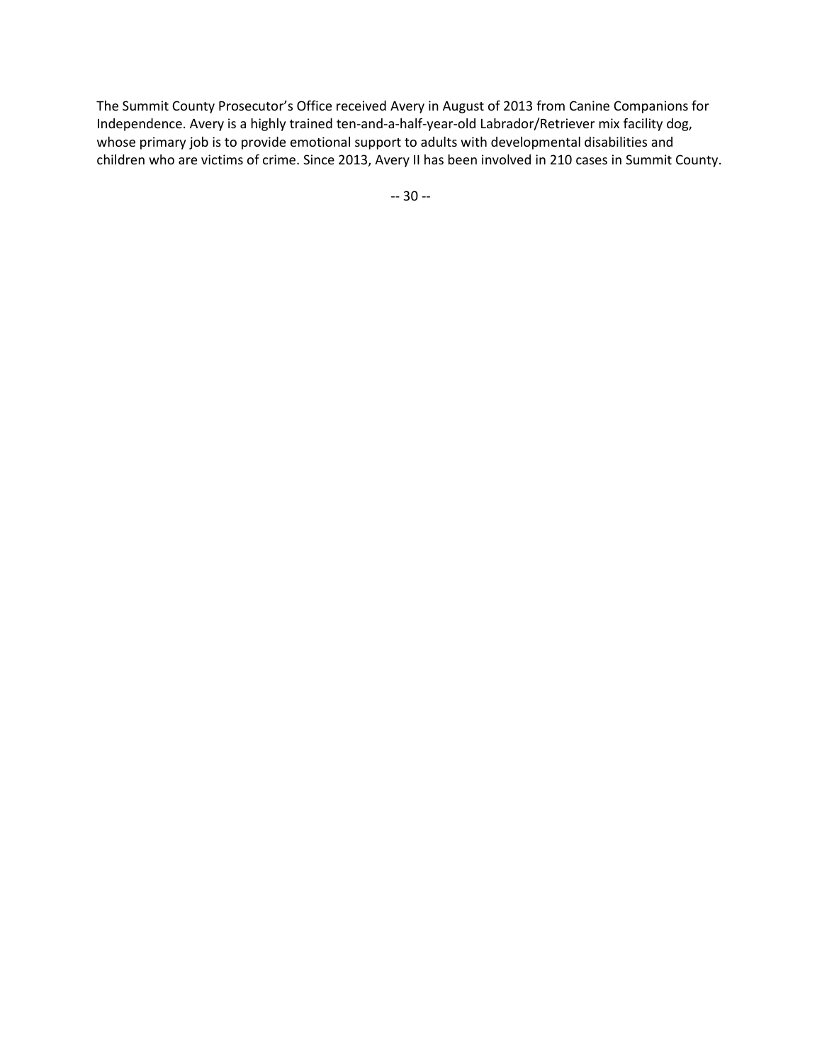The Summit County Prosecutor's Office received Avery in August of 2013 from Canine Companions for Independence. Avery is a highly trained ten-and-a-half-year-old Labrador/Retriever mix facility dog, whose primary job is to provide emotional support to adults with developmental disabilities and children who are victims of crime. Since 2013, Avery II has been involved in 210 cases in Summit County.

-- 30 --